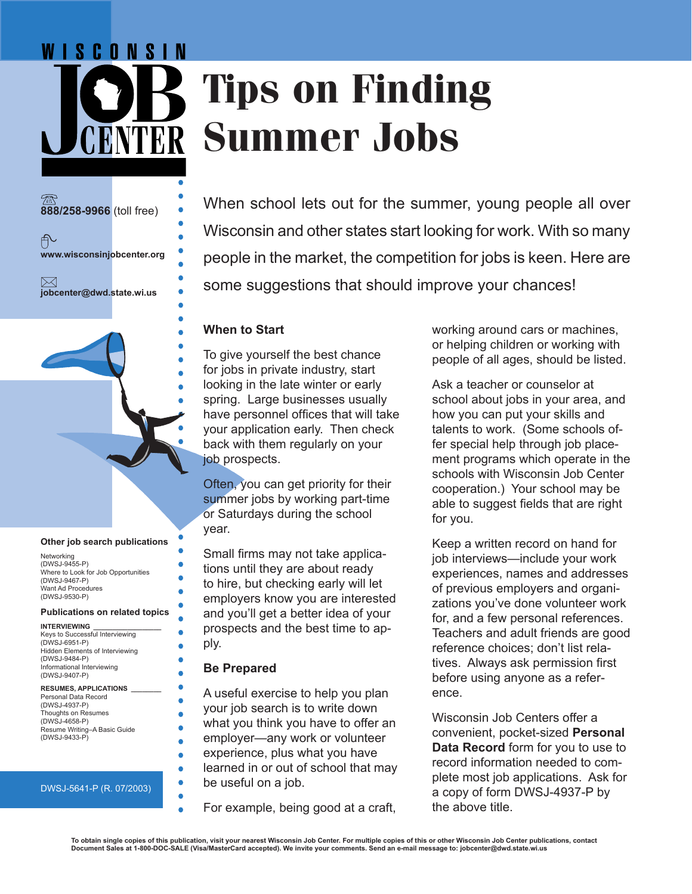WISCONSIN JOB CENTER

# Tips on Finding Summer Jobs

**888/258-9966** (toll free)

**www.wisconsinjobcenter.org**

**jobcenter@dwd.state.wi.us**

When school lets out for the summer, young people all over Wisconsin and other states start looking for work. With so many people in the market, the competition for jobs is keen. Here are some suggestions that should improve your chances!

## When to Start

To give yourself the best chance for jobs in private industry, start looking in the late winter or early spring. Large businesses usually have personnel offices that will take your application early. Then check back with them regularly on your job prospects.

Often, you can get priority for their summer jobs by working part-time or Saturdays during the school year.

Small firms may not take applications until they are about ready to hire, but checking early will let employers know you are interested and you'll get a better idea of your prospects and the best time to apply.

## Be Prepared

A useful exercise to help you plan your job search is to write down what you think you have to offer an employer—any work or volunteer experience, plus what you have learned in or out of school that may be useful on a job.

For example, being good at a craft, working around cars or machines, or helping children or working with people of all ages, should be listed.

Ask a teacher or counselor at school about jobs in your area, and how you can put your skills and talents to work. (Some schools offer special help through job placement programs which operate in the schools with Wisconsin Job Center cooperation.) Your school may be able to suggest fields that are right for you.

Keep a written record on hand for job interviews—include your work experiences, names and addresses of previous employers and organizations you've done volunteer work for, and a few personal references. Teachers and adult friends are good reference choices; don't list relatives. Always ask permission first before using anyone as a reference.

Wisconsin Job Centers offer a convenient, pocket-sized **Personal Data Record** form for you to use to record information needed to complete most job applications. Ask for a copy of form DWSJ-4937-P by the above title.

**Other job search publications**

Networking (DWSJ-9455-P)
Where to Look for Job Opportunities (DWSJ-9467-P)
Want Ad Procedures (DWSJ-9530-P)

**Publications on related topics**

**INTERVIEWING**

Keys to Successful Interviewing (DWSJ-6951-P)
Hidden Elements of Interviewing (DWSJ-9484-P)
Informational Interviewing (DWSJ-9407-P)

**RESUMES, APPLICATIONS**

Personal Data Record (DWSJ-4937-P)
Thoughts on Resumes (DWSJ-4658-P)
Resume Writing–A Basic Guide (DWSJ-9433-P)

DWSJ-5641-P (R. 07/2003)

**To obtain single copies of this publication, visit your nearest Wisconsin Job Center. For multiple copies of this or other Wisconsin Job Center publications, contact Document Sales at 1-800-DOC-SALE (Visa/MasterCard accepted). We invite your comments. Send an e-mail message to: jobcenter@dwd.state.wi.us**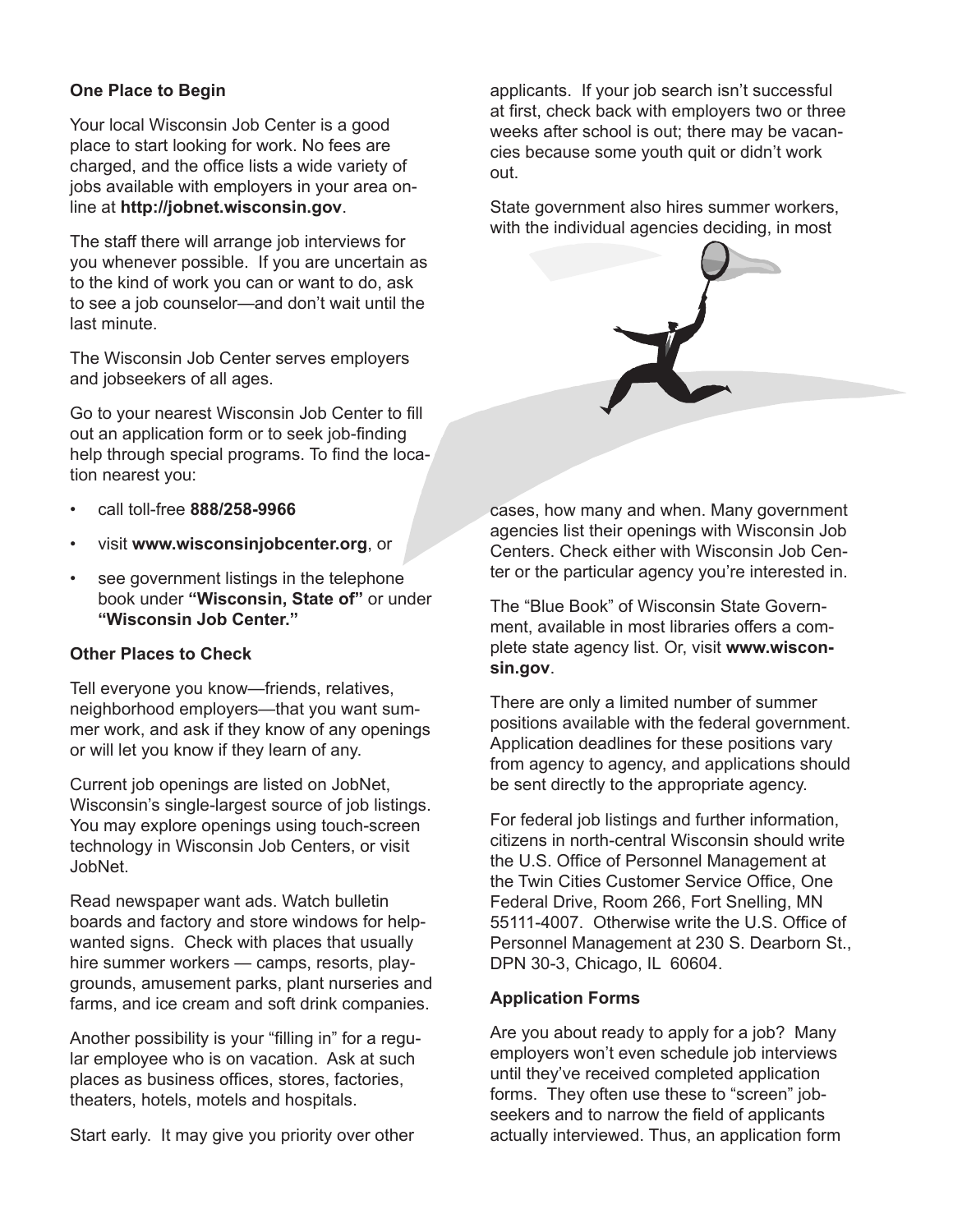### One Place to Begin

Your local Wisconsin Job Center is a good place to start looking for work. No fees are charged, and the office lists a wide variety of jobs available with employers in your area online at **http://jobnet.wisconsin.gov**.

The staff there will arrange job interviews for you whenever possible. If you are uncertain as to the kind of work you can or want to do, ask to see a job counselor—and don't wait until the last minute.

The Wisconsin Job Center serves employers and jobseekers of all ages.

Go to your nearest Wisconsin Job Center to fill out an application form or to seek job-finding help through special programs. To find the location nearest you:

- call toll-free **888/258-9966**
- visit **www.wisconsinjobcenter.org**, or
- see government listings in the telephone book under **"Wisconsin, State of"** or under **"Wisconsin Job Center."**

### Other Places to Check

Tell everyone you know—friends, relatives, neighborhood employers—that you want summer work, and ask if they know of any openings or will let you know if they learn of any.

Current job openings are listed on JobNet, Wisconsin's single-largest source of job listings. You may explore openings using touch-screen technology in Wisconsin Job Centers, or visit JobNet.

Read newspaper want ads. Watch bulletin boards and factory and store windows for help-wanted signs. Check with places that usually hire summer workers — camps, resorts, playgrounds, amusement parks, plant nurseries and farms, and ice cream and soft drink companies.

Another possibility is your "filling in" for a regular employee who is on vacation. Ask at such places as business offices, stores, factories, theaters, hotels, motels and hospitals.

Start early. It may give you priority over other applicants. If your job search isn't successful at first, check back with employers two or three weeks after school is out; there may be vacancies because some youth quit or didn't work out.

State government also hires summer workers, with the individual agencies deciding, in most cases, how many and when. Many government agencies list their openings with Wisconsin Job Centers. Check either with Wisconsin Job Center or the particular agency you're interested in.

The "Blue Book" of Wisconsin State Government, available in most libraries offers a complete state agency list. Or, visit **www.wisconsin.gov**.

There are only a limited number of summer positions available with the federal government. Application deadlines for these positions vary from agency to agency, and applications should be sent directly to the appropriate agency.

For federal job listings and further information, citizens in north-central Wisconsin should write the U.S. Office of Personnel Management at the Twin Cities Customer Service Office, One Federal Drive, Room 266, Fort Snelling, MN 55111-4007. Otherwise write the U.S. Office of Personnel Management at 230 S. Dearborn St., DPN 30-3, Chicago, IL 60604.

### Application Forms

Are you about ready to apply for a job? Many employers won't even schedule job interviews until they've received completed application forms. They often use these to "screen" jobseekers and to narrow the field of applicants actually interviewed. Thus, an application form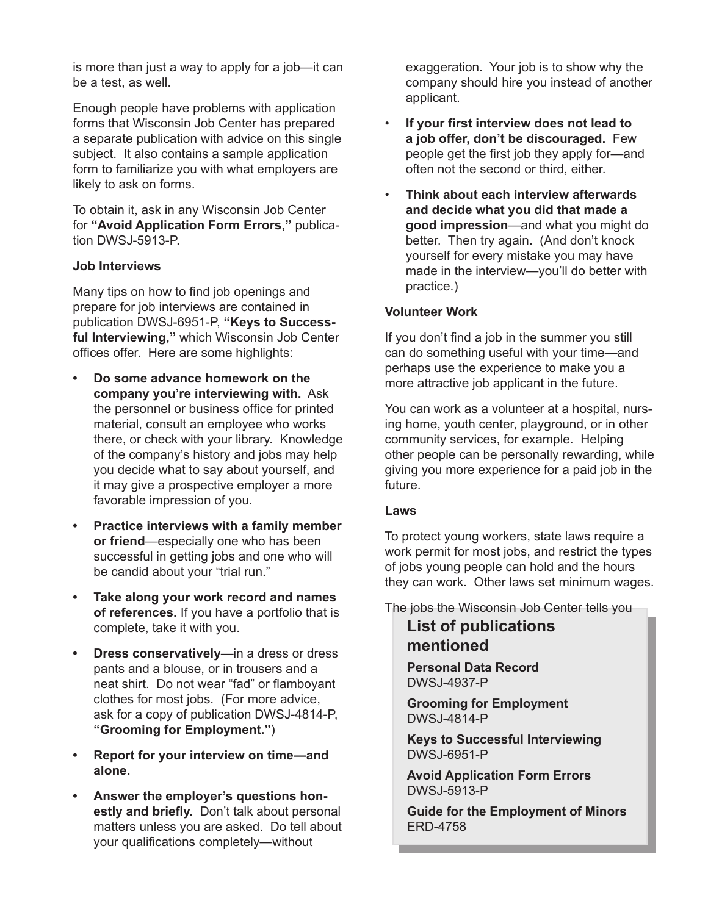is more than just a way to apply for a job—it can be a test, as well.

Enough people have problems with application forms that Wisconsin Job Center has prepared a separate publication with advice on this single subject. It also contains a sample application form to familiarize you with what employers are likely to ask on forms.

To obtain it, ask in any Wisconsin Job Center for **"Avoid Application Form Errors,"** publication DWSJ-5913-P.

**Job Interviews**

Many tips on how to find job openings and prepare for job interviews are contained in publication DWSJ-6951-P, **"Keys to Successful Interviewing,"** which Wisconsin Job Center offices offer. Here are some highlights:

- **Do some advance homework on the company you're interviewing with.** Ask the personnel or business office for printed material, consult an employee who works there, or check with your library. Knowledge of the company's history and jobs may help you decide what to say about yourself, and it may give a prospective employer a more favorable impression of you.
- **Practice interviews with a family member or friend**—especially one who has been successful in getting jobs and one who will be candid about your "trial run."
- **Take along your work record and names of references.** If you have a portfolio that is complete, take it with you.
- **Dress conservatively**—in a dress or dress pants and a blouse, or in trousers and a neat shirt. Do not wear "fad" or flamboyant clothes for most jobs. (For more advice, ask for a copy of publication DWSJ-4814-P, **"Grooming for Employment."**)
- **Report for your interview on time—and alone.**
- **Answer the employer's questions honestly and briefly.** Don't talk about personal matters unless you are asked. Do tell about your qualifications completely—without exaggeration. Your job is to show why the company should hire you instead of another applicant.
- **If your first interview does not lead to a job offer, don't be discouraged.** Few people get the first job they apply for—and often not the second or third, either.
- **Think about each interview afterwards and decide what you did that made a good impression**—and what you might do better. Then try again. (And don't knock yourself for every mistake you may have made in the interview—you'll do better with practice.)

**Volunteer Work**

If you don't find a job in the summer you still can do something useful with your time—and perhaps use the experience to make you a more attractive job applicant in the future.

You can work as a volunteer at a hospital, nursing home, youth center, playground, or in other community services, for example. Helping other people can be personally rewarding, while giving you more experience for a paid job in the future.

**Laws**

To protect young workers, state laws require a work permit for most jobs, and restrict the types of jobs young people can hold and the hours they can work. Other laws set minimum wages.

The jobs the Wisconsin Job Center tells you

## List of publications mentioned

**Personal Data Record**
DWSJ-4937-P

**Grooming for Employment**
DWSJ-4814-P

**Keys to Successful Interviewing**
DWSJ-6951-P

**Avoid Application Form Errors**
DWSJ-5913-P

**Guide for the Employment of Minors**
ERD-4758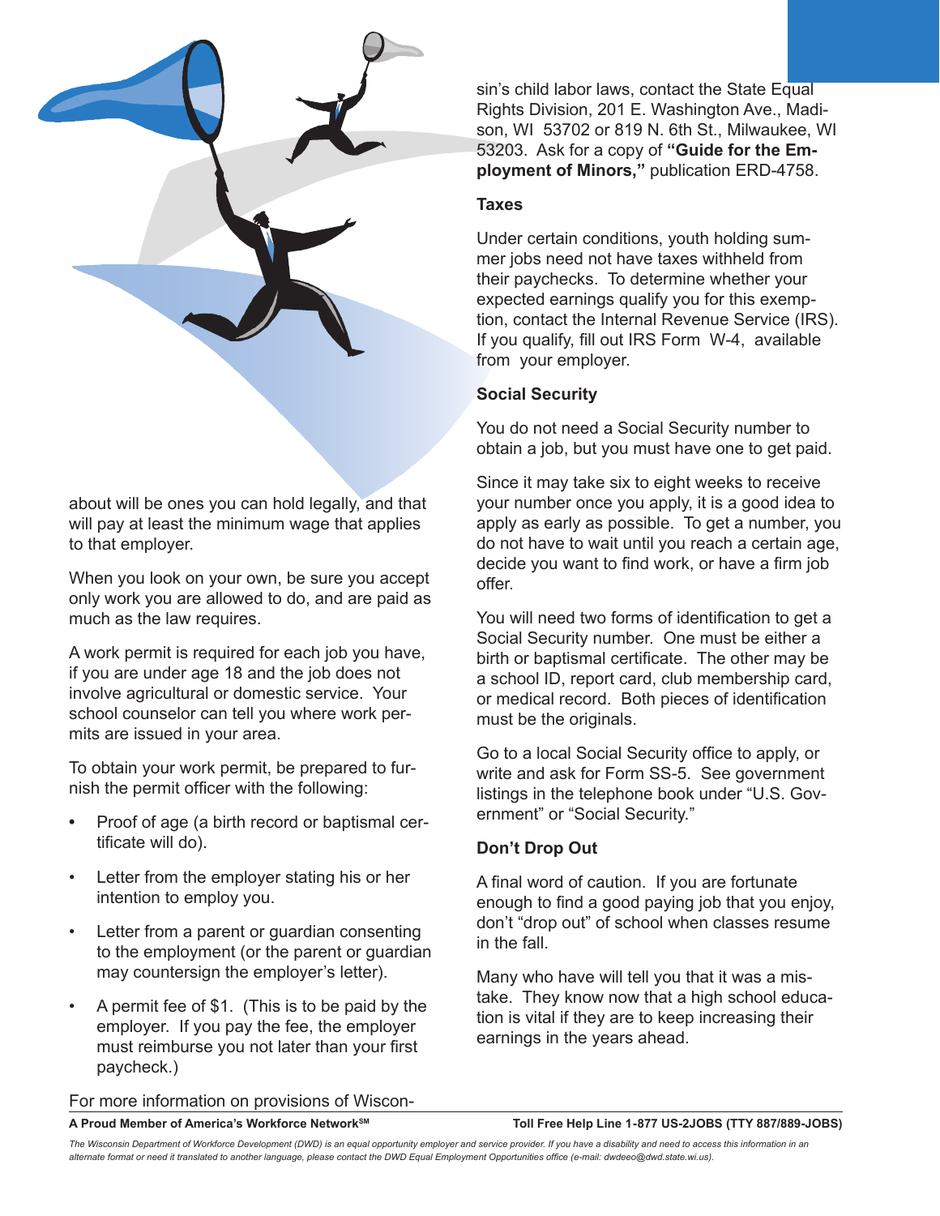about will be ones you can hold legally, and that will pay at least the minimum wage that applies to that employer.

When you look on your own, be sure you accept only work you are allowed to do, and are paid as much as the law requires.

A work permit is required for each job you have, if you are under age 18 and the job does not involve agricultural or domestic service. Your school counselor can tell you where work permits are issued in your area.

To obtain your work permit, be prepared to furnish the permit officer with the following:

- Proof of age (a birth record or baptismal certificate will do).
- Letter from the employer stating his or her intention to employ you.
- Letter from a parent or guardian consenting to the employment (or the parent or guardian may countersign the employer's letter).
- A permit fee of $1. (This is to be paid by the employer. If you pay the fee, the employer must reimburse you not later than your first paycheck.)

For more information on provisions of Wisconsin's child labor laws, contact the State Equal Rights Division, 201 E. Washington Ave., Madison, WI 53702 or 819 N. 6th St., Milwaukee, WI 53203. Ask for a copy of **"Guide for the Employment of Minors,"** publication ERD-4758.

**Taxes**

Under certain conditions, youth holding summer jobs need not have taxes withheld from their paychecks. To determine whether your expected earnings qualify you for this exemption, contact the Internal Revenue Service (IRS). If you qualify, fill out IRS Form W-4, available from your employer.

**Social Security**

You do not need a Social Security number to obtain a job, but you must have one to get paid.

Since it may take six to eight weeks to receive your number once you apply, it is a good idea to apply as early as possible. To get a number, you do not have to wait until you reach a certain age, decide you want to find work, or have a firm job offer.

You will need two forms of identification to get a Social Security number. One must be either a birth or baptismal certificate. The other may be a school ID, report card, club membership card, or medical record. Both pieces of identification must be the originals.

Go to a local Social Security office to apply, or write and ask for Form SS-5. See government listings in the telephone book under "U.S. Government" or "Social Security."

**Don't Drop Out**

A final word of caution. If you are fortunate enough to find a good paying job that you enjoy, don't "drop out" of school when classes resume in the fall.

Many who have will tell you that it was a mistake. They know now that a high school education is vital if they are to keep increasing their earnings in the years ahead.

**A Proud Member of America's Workforce Network[SM]**

**Toll Free Help Line 1-877 US-2JOBS (TTY 887/889-JOBS)**

*The Wisconsin Department of Workforce Development (DWD) is an equal opportunity employer and service provider. If you have a disability and need to access this information in an alternate format or need it translated to another language, please contact the DWD Equal Employment Opportunities office (e-mail: dwdeeo@dwd.state.wi.us).*